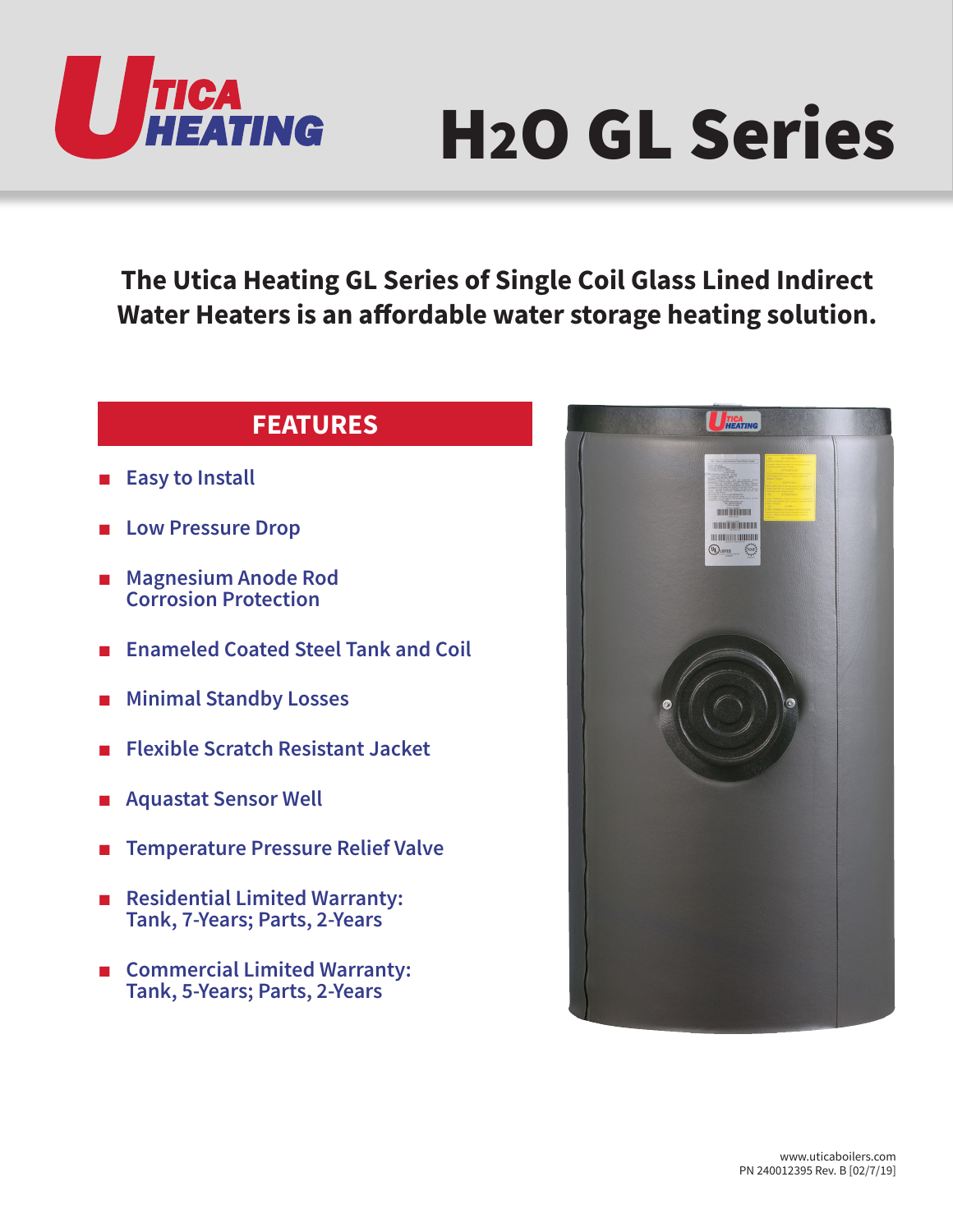# H₂O GL Series

Utica Heating

**The Utica Heating GL Series of Single Coil Glass Lined Indirect Water Heaters is an affordable water storage heating solution.**

## FEATURES

- Easy to Install
- Low Pressure Drop
- Magnesium Anode Rod Corrosion Protection
- Enameled Coated Steel Tank and Coil
- Minimal Standby Losses
- Flexible Scratch Resistant Jacket
- Aquastat Sensor Well
- Temperature Pressure Relief Valve
- Residential Limited Warranty: Tank, 7-Years; Parts, 2-Years
- Commercial Limited Warranty: Tank, 5-Years; Parts, 2-Years

www.uticaboilers.com
PN 240012395 Rev. B [02/7/19]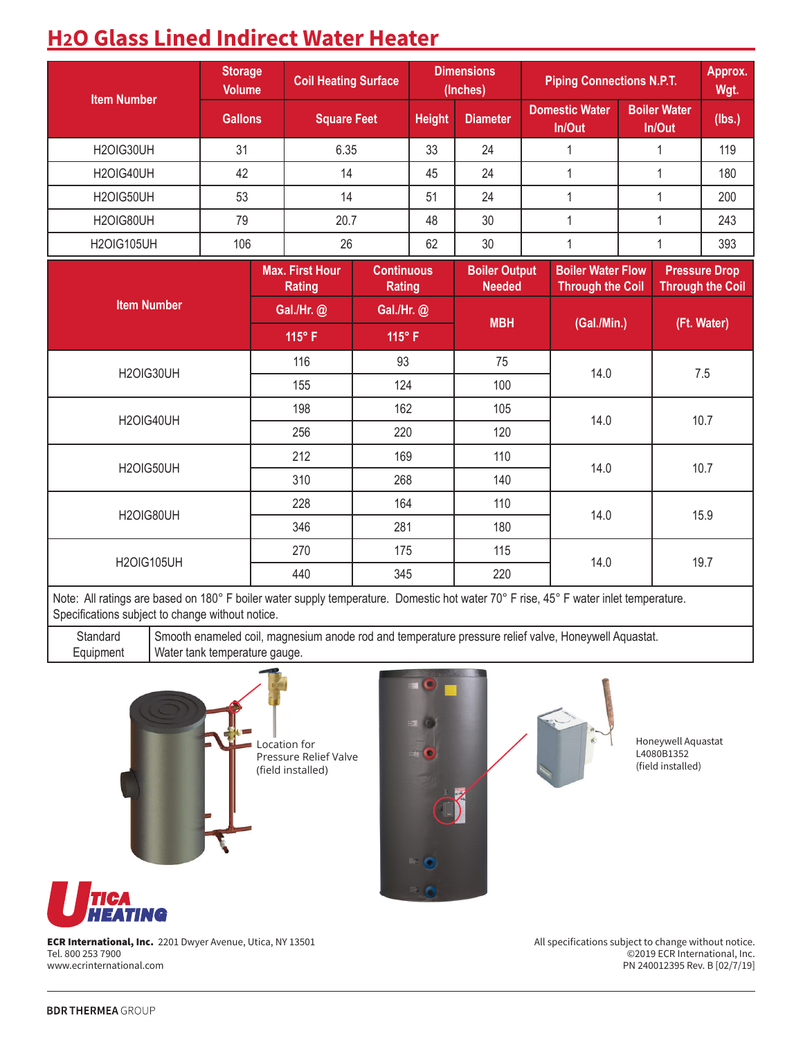# $H_2O$ Glass Lined Indirect Water Heater

| Item Number | Storage Volume | Coil Heating Surface | Dimensions (Inches) | | Piping Connections N.P.T. | | Approx. Wgt. |
|---|---|---|---|---|---|---|---|
| | Gallons | Square Feet | Height | Diameter | Domestic Water In/Out | Boiler Water In/Out | (lbs.) |
| H2OIG30UH | 31 | 6.35 | 33 | 24 | 1 | 1 | 119 |
| H2OIG40UH | 42 | 14 | 45 | 24 | 1 | 1 | 180 |
| H2OIG50UH | 53 | 14 | 51 | 24 | 1 | 1 | 200 |
| H2OIG80UH | 79 | 20.7 | 48 | 30 | 1 | 1 | 243 |
| H2OIG105UH | 106 | 26 | 62 | 30 | 1 | 1 | 393 |

| Item Number | Max. First Hour Rating | Continuous Rating | Boiler Output Needed | Boiler Water Flow Through the Coil | Pressure Drop Through the Coil |
|---|---|---|---|---|---|
| | Gal./Hr. @ 115° F | Gal./Hr. @ 115° F | MBH | (Gal./Min.) | (Ft. Water) |
| H2OIG30UH | 116 | 93 | 75 | 14.0 | 7.5 |
| | 155 | 124 | 100 | | |
| H2OIG40UH | 198 | 162 | 105 | 14.0 | 10.7 |
| | 256 | 220 | 120 | | |
| H2OIG50UH | 212 | 169 | 110 | 14.0 | 10.7 |
| | 310 | 268 | 140 | | |
| H2OIG80UH | 228 | 164 | 110 | 14.0 | 15.9 |
| | 346 | 281 | 180 | | |
| H2OIG105UH | 270 | 175 | 115 | 14.0 | 19.7 |
| | 440 | 345 | 220 | | |

Note: All ratings are based on 180° F boiler water supply temperature. Domestic hot water 70° F rise, 45° F water inlet temperature. Specifications subject to change without notice.

| | |
|---|---|
| Standard Equipment | Smooth enameled coil, magnesium anode rod and temperature pressure relief valve, Honeywell Aquastat. Water tank temperature gauge. |

Location for Pressure Relief Valve (field installed)

Honeywell Aquastat L4080B1352 (field installed)

UTICA HEATING

**ECR International, Inc.** 2201 Dwyer Avenue, Utica, NY 13501
Tel. 800 253 7900
www.ecrinternational.com

All specifications subject to change without notice.
©2019 ECR International, Inc.
PN 240012395 Rev. B [02/7/19]

BDR THERMEA GROUP